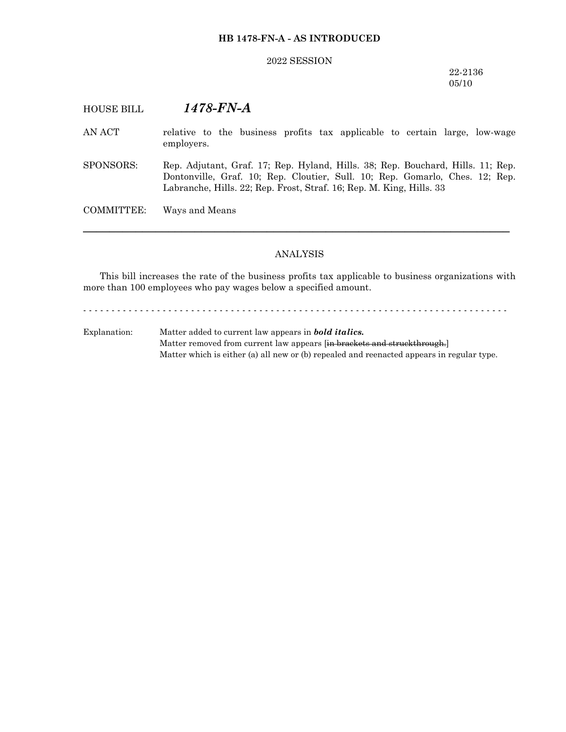**HB 1478-FN-A - AS INTRODUCED**

2022 SESSION

22-2136
05/10

HOUSE BILL ***1478-FN-A***

AN ACT relative to the business profits tax applicable to certain large, low-wage employers.

SPONSORS: Rep. Adjutant, Graf. 17; Rep. Hyland, Hills. 38; Rep. Bouchard, Hills. 11; Rep. Dontonville, Graf. 10; Rep. Cloutier, Sull. 10; Rep. Gomarlo, Ches. 12; Rep. Labranche, Hills. 22; Rep. Frost, Straf. 16; Rep. M. King, Hills. 33

COMMITTEE: Ways and Means

---

ANALYSIS

This bill increases the rate of the business profits tax applicable to business organizations with more than 100 employees who pay wages below a specified amount.

- - - - - - - - - - - - - - - - - - - - - - - - - - - - - - - - - - - - - - - - - - - - - - - - - - - - - - - - - - - - - - - - - - - - - - - - - - -

Explanation: Matter added to current law appears in ***bold italics.***
Matter removed from current law appears [~~in brackets and struckthrough.~~]
Matter which is either (a) all new or (b) repealed and reenacted appears in regular type.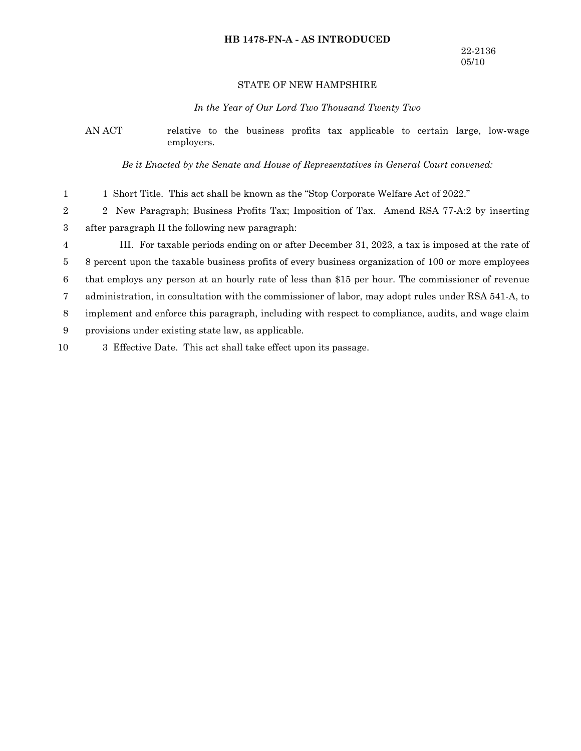**HB 1478-FN-A - AS INTRODUCED**

22-2136
05/10

STATE OF NEW HAMPSHIRE

*In the Year of Our Lord Two Thousand Twenty Two*

AN ACT relative to the business profits tax applicable to certain large, low-wage employers.

*Be it Enacted by the Senate and House of Representatives in General Court convened:*

1 Short Title. This act shall be known as the "Stop Corporate Welfare Act of 2022."

2 New Paragraph; Business Profits Tax; Imposition of Tax. Amend RSA 77-A:2 by inserting after paragraph II the following new paragraph:

III. For taxable periods ending on or after December 31, 2023, a tax is imposed at the rate of 8 percent upon the taxable business profits of every business organization of 100 or more employees that employs any person at an hourly rate of less than $15 per hour. The commissioner of revenue administration, in consultation with the commissioner of labor, may adopt rules under RSA 541-A, to implement and enforce this paragraph, including with respect to compliance, audits, and wage claim provisions under existing state law, as applicable.

3 Effective Date. This act shall take effect upon its passage.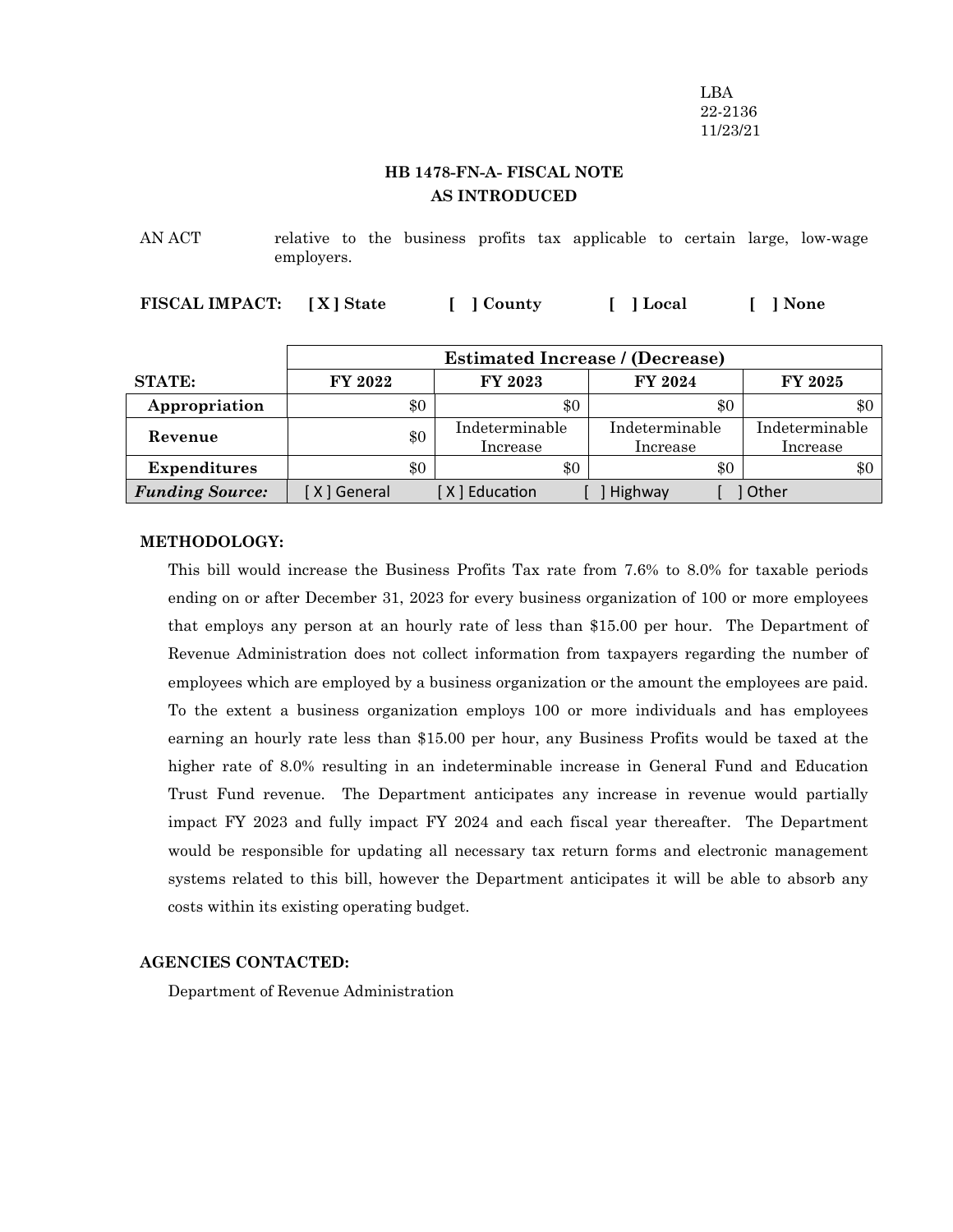LBA
22-2136
11/23/21

**HB 1478-FN-A- FISCAL NOTE**
**AS INTRODUCED**

AN ACT relative to the business profits tax applicable to certain large, low-wage employers.

**FISCAL IMPACT:** **[ X ] State** **[ ] County** **[ ] Local** **[ ] None**

| | Estimated Increase / (Decrease) | | | |
|---|---|---|---|---|
| **STATE:** | **FY 2022** | **FY 2023** | **FY 2024** | **FY 2025** |
| **Appropriation** | $0 | $0 | $0 | $0 |
| **Revenue** | $0 | Indeterminable Increase | Indeterminable Increase | Indeterminable Increase |
| **Expenditures** | $0 | $0 | $0 | $0 |
| ***Funding Source:*** | [ X ] General | [ X ] Education | [ ] Highway | [ ] Other |

**METHODOLOGY:**

This bill would increase the Business Profits Tax rate from 7.6% to 8.0% for taxable periods ending on or after December 31, 2023 for every business organization of 100 or more employees that employs any person at an hourly rate of less than $15.00 per hour. The Department of Revenue Administration does not collect information from taxpayers regarding the number of employees which are employed by a business organization or the amount the employees are paid. To the extent a business organization employs 100 or more individuals and has employees earning an hourly rate less than $15.00 per hour, any Business Profits would be taxed at the higher rate of 8.0% resulting in an indeterminable increase in General Fund and Education Trust Fund revenue. The Department anticipates any increase in revenue would partially impact FY 2023 and fully impact FY 2024 and each fiscal year thereafter. The Department would be responsible for updating all necessary tax return forms and electronic management systems related to this bill, however the Department anticipates it will be able to absorb any costs within its existing operating budget.

**AGENCIES CONTACTED:**

Department of Revenue Administration